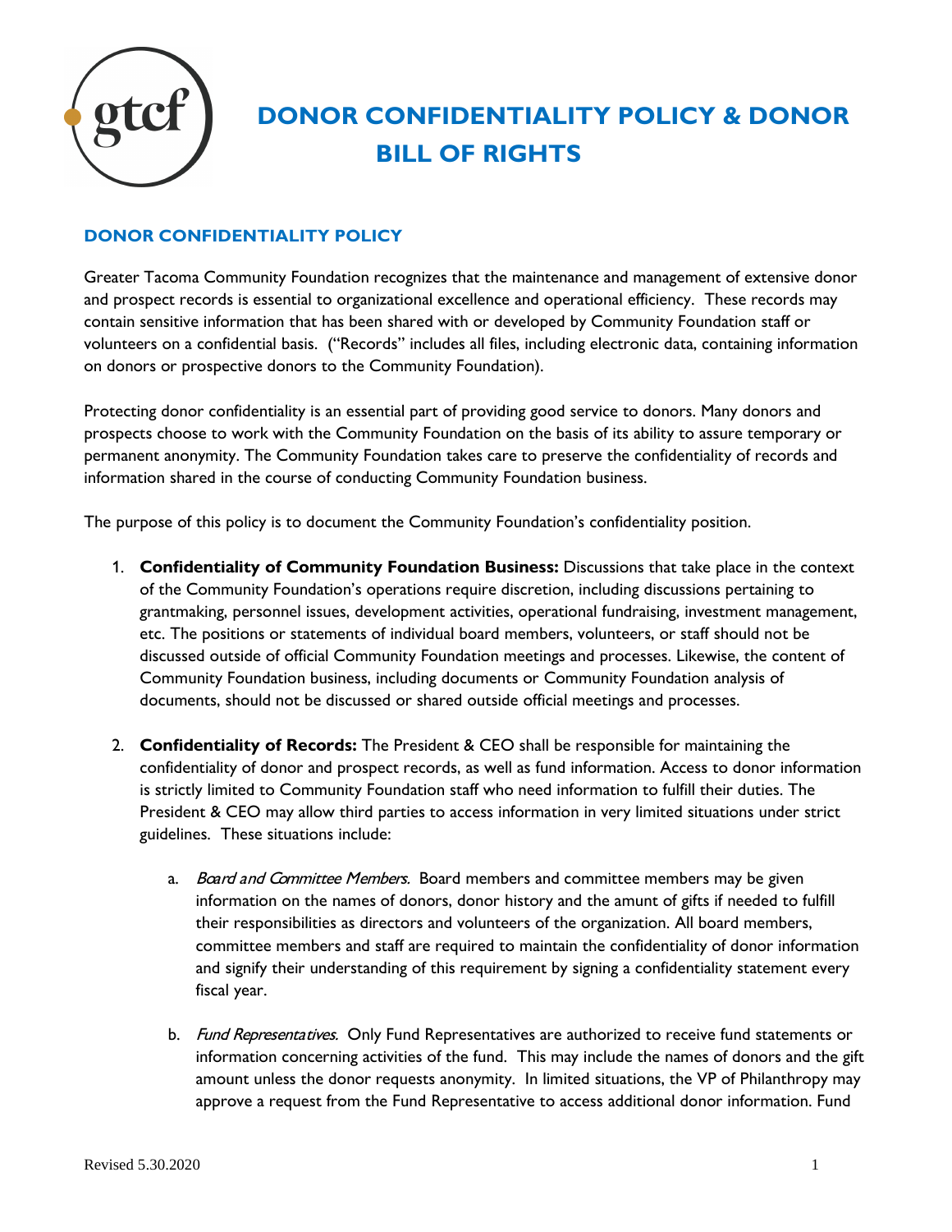# DONOR CONFIDENTIALITY POLICY & DONOR BILL OF RIGHTS

## DONOR CONFIDENTIALITY POLICY

Greater Tacoma Community Foundation recognizes that the maintenance and management of extensive donor and prospect records is essential to organizational excellence and operational efficiency. These records may contain sensitive information that has been shared with or developed by Community Foundation staff or volunteers on a confidential basis. ("Records" includes all files, including electronic data, containing information on donors or prospective donors to the Community Foundation).

Protecting donor confidentiality is an essential part of providing good service to donors. Many donors and prospects choose to work with the Community Foundation on the basis of its ability to assure temporary or permanent anonymity. The Community Foundation takes care to preserve the confidentiality of records and information shared in the course of conducting Community Foundation business.

The purpose of this policy is to document the Community Foundation's confidentiality position.

1. **Confidentiality of Community Foundation Business:** Discussions that take place in the context of the Community Foundation's operations require discretion, including discussions pertaining to grantmaking, personnel issues, development activities, operational fundraising, investment management, etc. The positions or statements of individual board members, volunteers, or staff should not be discussed outside of official Community Foundation meetings and processes. Likewise, the content of Community Foundation business, including documents or Community Foundation analysis of documents, should not be discussed or shared outside official meetings and processes.

2. **Confidentiality of Records:** The President & CEO shall be responsible for maintaining the confidentiality of donor and prospect records, as well as fund information. Access to donor information is strictly limited to Community Foundation staff who need information to fulfill their duties. The President & CEO may allow third parties to access information in very limited situations under strict guidelines. These situations include:

    a. *Board and Committee Members.* Board members and committee members may be given information on the names of donors, donor history and the amunt of gifts if needed to fulfill their responsibilities as directors and volunteers of the organization. All board members, committee members and staff are required to maintain the confidentiality of donor information and signify their understanding of this requirement by signing a confidentiality statement every fiscal year.

    b. *Fund Representatives.* Only Fund Representatives are authorized to receive fund statements or information concerning activities of the fund. This may include the names of donors and the gift amount unless the donor requests anonymity. In limited situations, the VP of Philanthropy may approve a request from the Fund Representative to access additional donor information. Fund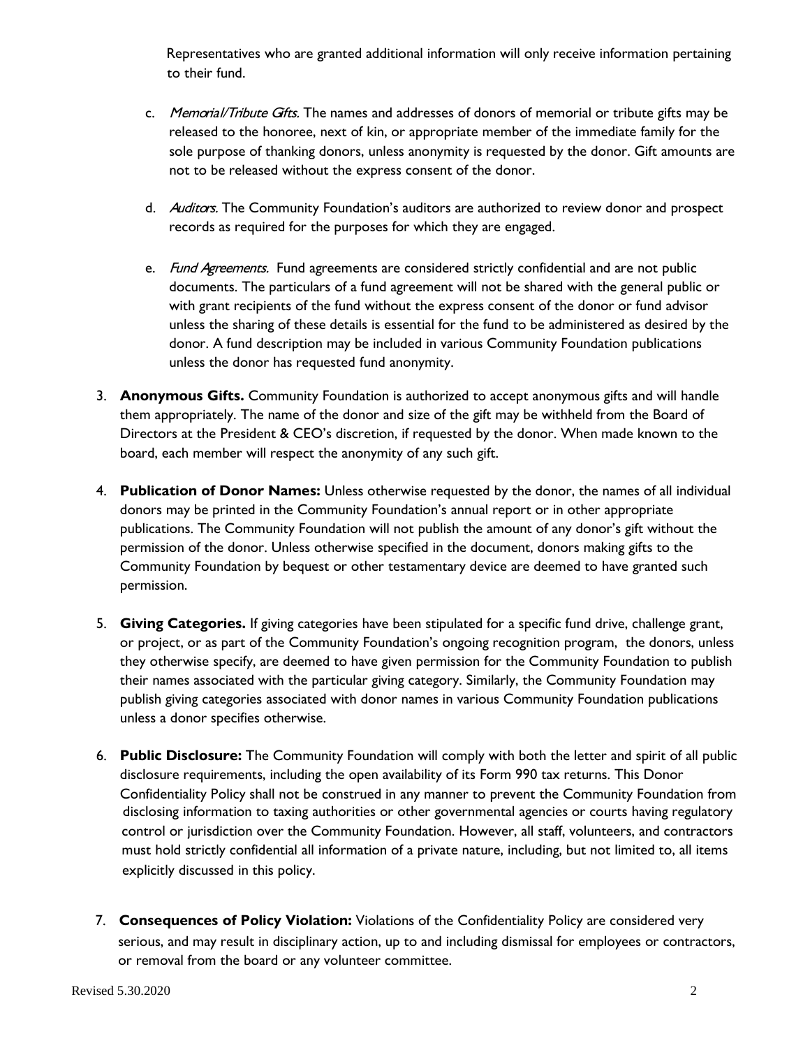Representatives who are granted additional information will only receive information pertaining to their fund.

c. *Memorial/Tribute Gifts.* The names and addresses of donors of memorial or tribute gifts may be released to the honoree, next of kin, or appropriate member of the immediate family for the sole purpose of thanking donors, unless anonymity is requested by the donor. Gift amounts are not to be released without the express consent of the donor.

d. *Auditors.* The Community Foundation's auditors are authorized to review donor and prospect records as required for the purposes for which they are engaged.

e. *Fund Agreements.* Fund agreements are considered strictly confidential and are not public documents. The particulars of a fund agreement will not be shared with the general public or with grant recipients of the fund without the express consent of the donor or fund advisor unless the sharing of these details is essential for the fund to be administered as desired by the donor. A fund description may be included in various Community Foundation publications unless the donor has requested fund anonymity.

3. **Anonymous Gifts.** Community Foundation is authorized to accept anonymous gifts and will handle them appropriately. The name of the donor and size of the gift may be withheld from the Board of Directors at the President & CEO's discretion, if requested by the donor. When made known to the board, each member will respect the anonymity of any such gift.

4. **Publication of Donor Names:** Unless otherwise requested by the donor, the names of all individual donors may be printed in the Community Foundation's annual report or in other appropriate publications. The Community Foundation will not publish the amount of any donor's gift without the permission of the donor. Unless otherwise specified in the document, donors making gifts to the Community Foundation by bequest or other testamentary device are deemed to have granted such permission.

5. **Giving Categories.** If giving categories have been stipulated for a specific fund drive, challenge grant, or project, or as part of the Community Foundation's ongoing recognition program, the donors, unless they otherwise specify, are deemed to have given permission for the Community Foundation to publish their names associated with the particular giving category. Similarly, the Community Foundation may publish giving categories associated with donor names in various Community Foundation publications unless a donor specifies otherwise.

6. **Public Disclosure:** The Community Foundation will comply with both the letter and spirit of all public disclosure requirements, including the open availability of its Form 990 tax returns. This Donor Confidentiality Policy shall not be construed in any manner to prevent the Community Foundation from disclosing information to taxing authorities or other governmental agencies or courts having regulatory control or jurisdiction over the Community Foundation. However, all staff, volunteers, and contractors must hold strictly confidential all information of a private nature, including, but not limited to, all items explicitly discussed in this policy.

7. **Consequences of Policy Violation:** Violations of the Confidentiality Policy are considered very serious, and may result in disciplinary action, up to and including dismissal for employees or contractors, or removal from the board or any volunteer committee.

Revised 5.30.2020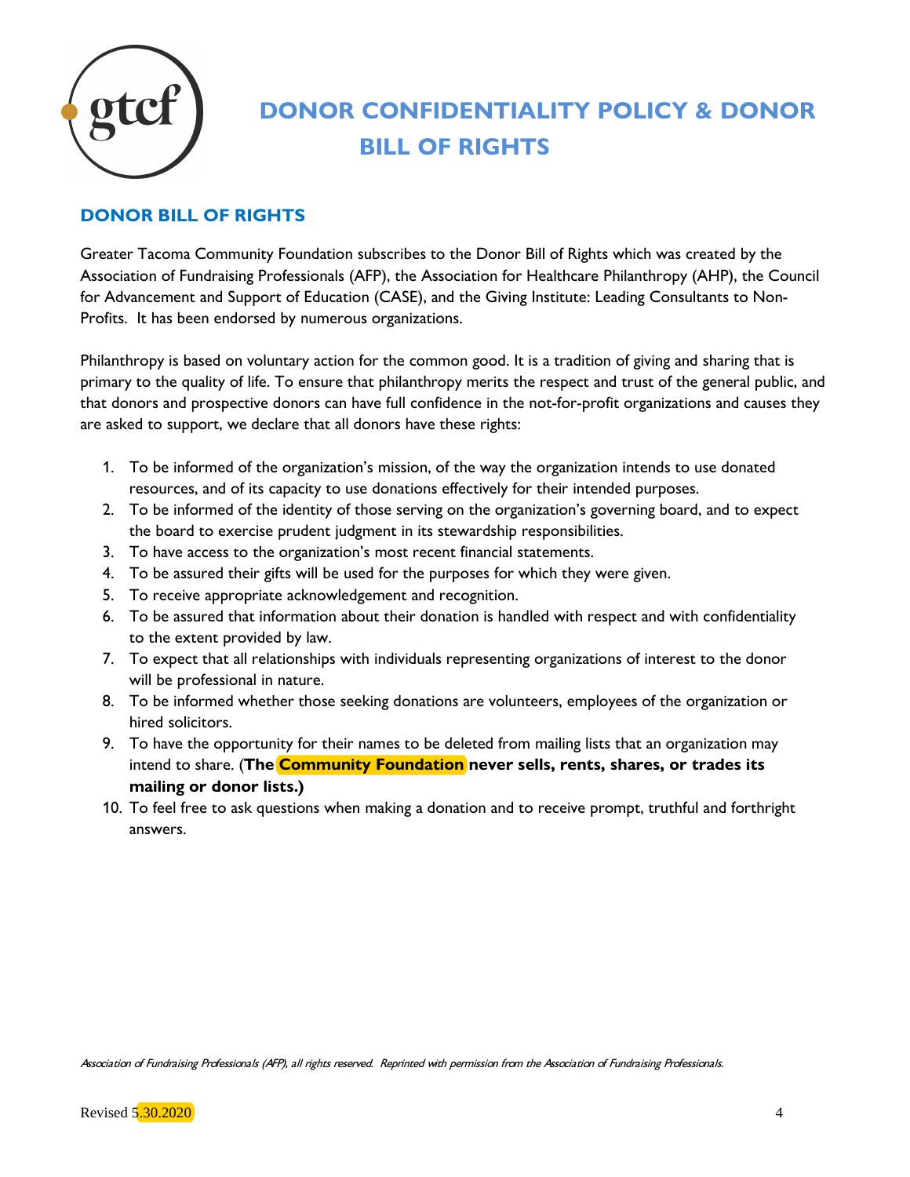# DONOR CONFIDENTIALITY POLICY & DONOR BILL OF RIGHTS

## DONOR BILL OF RIGHTS

Greater Tacoma Community Foundation subscribes to the Donor Bill of Rights which was created by the Association of Fundraising Professionals (AFP), the Association for Healthcare Philanthropy (AHP), the Council for Advancement and Support of Education (CASE), and the Giving Institute: Leading Consultants to Non-Profits. It has been endorsed by numerous organizations.

Philanthropy is based on voluntary action for the common good. It is a tradition of giving and sharing that is primary to the quality of life. To ensure that philanthropy merits the respect and trust of the general public, and that donors and prospective donors can have full confidence in the not-for-profit organizations and causes they are asked to support, we declare that all donors have these rights:

1. To be informed of the organization's mission, of the way the organization intends to use donated resources, and of its capacity to use donations effectively for their intended purposes.
2. To be informed of the identity of those serving on the organization's governing board, and to expect the board to exercise prudent judgment in its stewardship responsibilities.
3. To have access to the organization's most recent financial statements.
4. To be assured their gifts will be used for the purposes for which they were given.
5. To receive appropriate acknowledgement and recognition.
6. To be assured that information about their donation is handled with respect and with confidentiality to the extent provided by law.
7. To expect that all relationships with individuals representing organizations of interest to the donor will be professional in nature.
8. To be informed whether those seeking donations are volunteers, employees of the organization or hired solicitors.
9. To have the opportunity for their names to be deleted from mailing lists that an organization may intend to share. (**The Community Foundation never sells, rents, shares, or trades its mailing or donor lists.)**
10. To feel free to ask questions when making a donation and to receive prompt, truthful and forthright answers.

*Association of Fundraising Professionals (AFP), all rights reserved. Reprinted with permission from the Association of Fundraising Professionals.*

Revised 5.30.2020